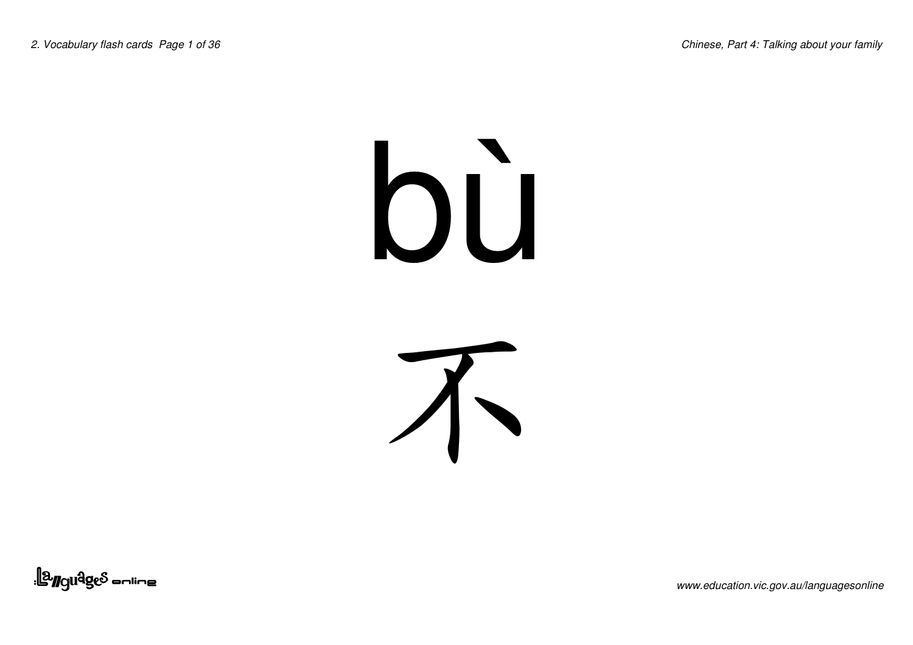bù

不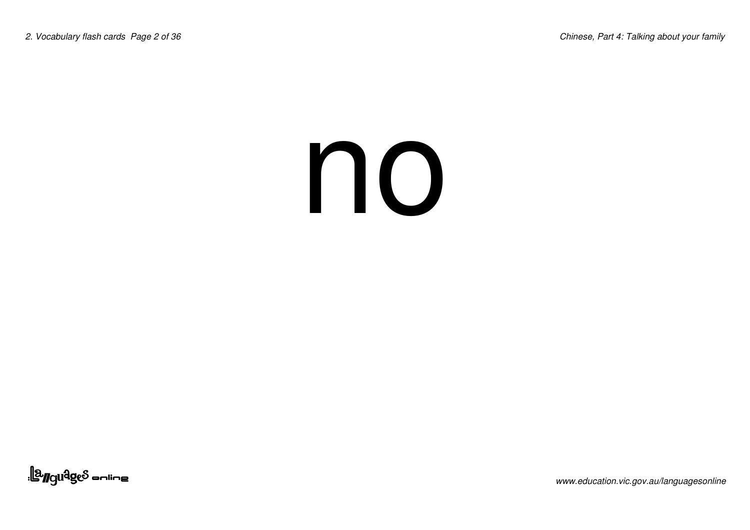no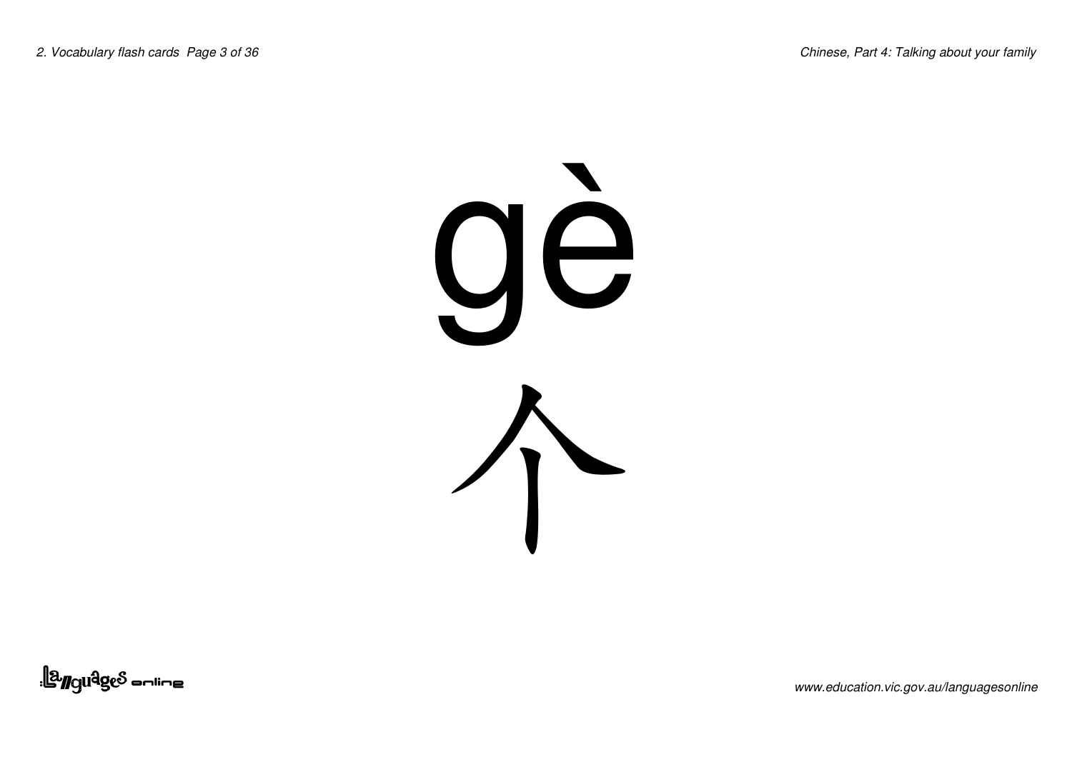gè

个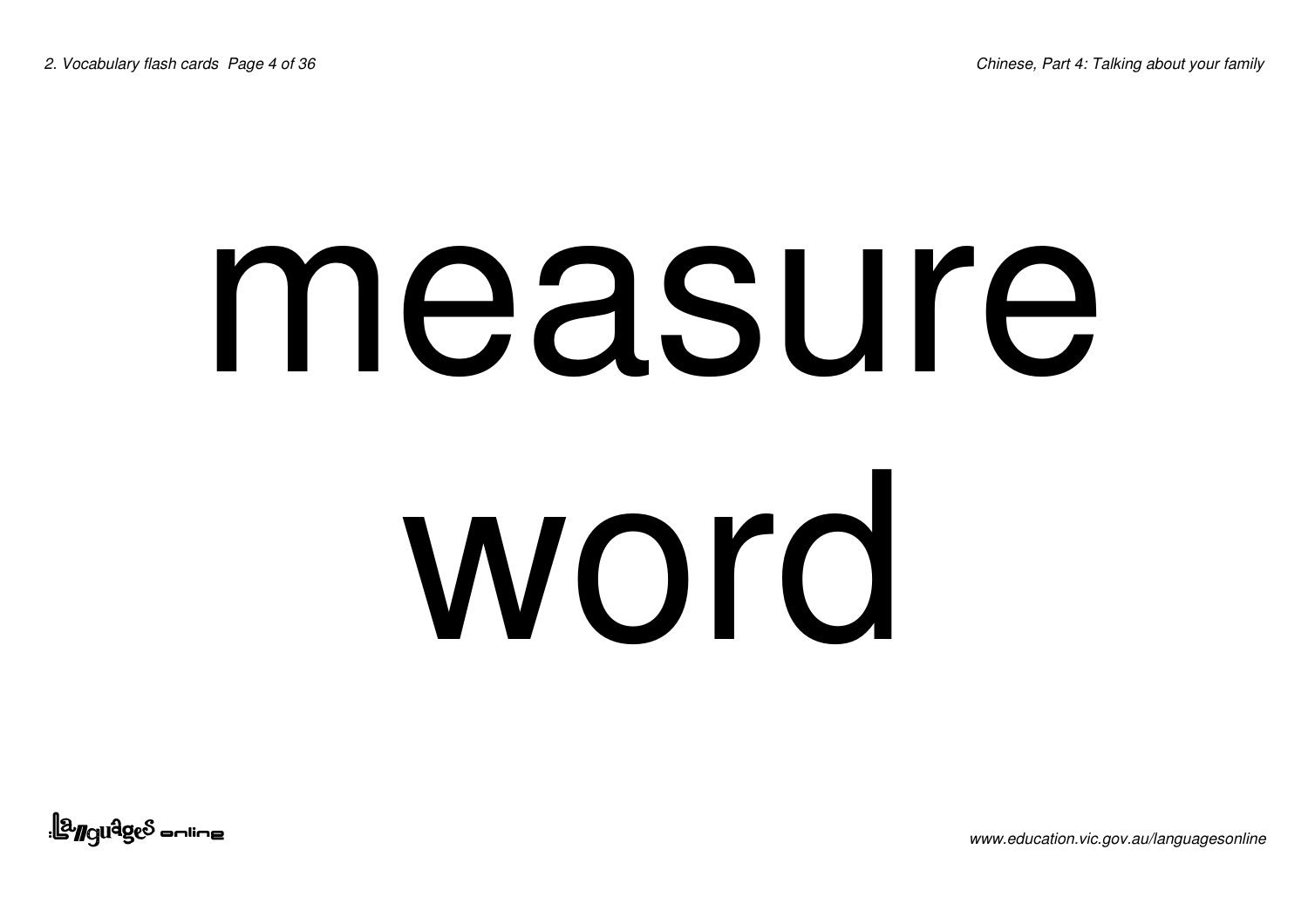measure word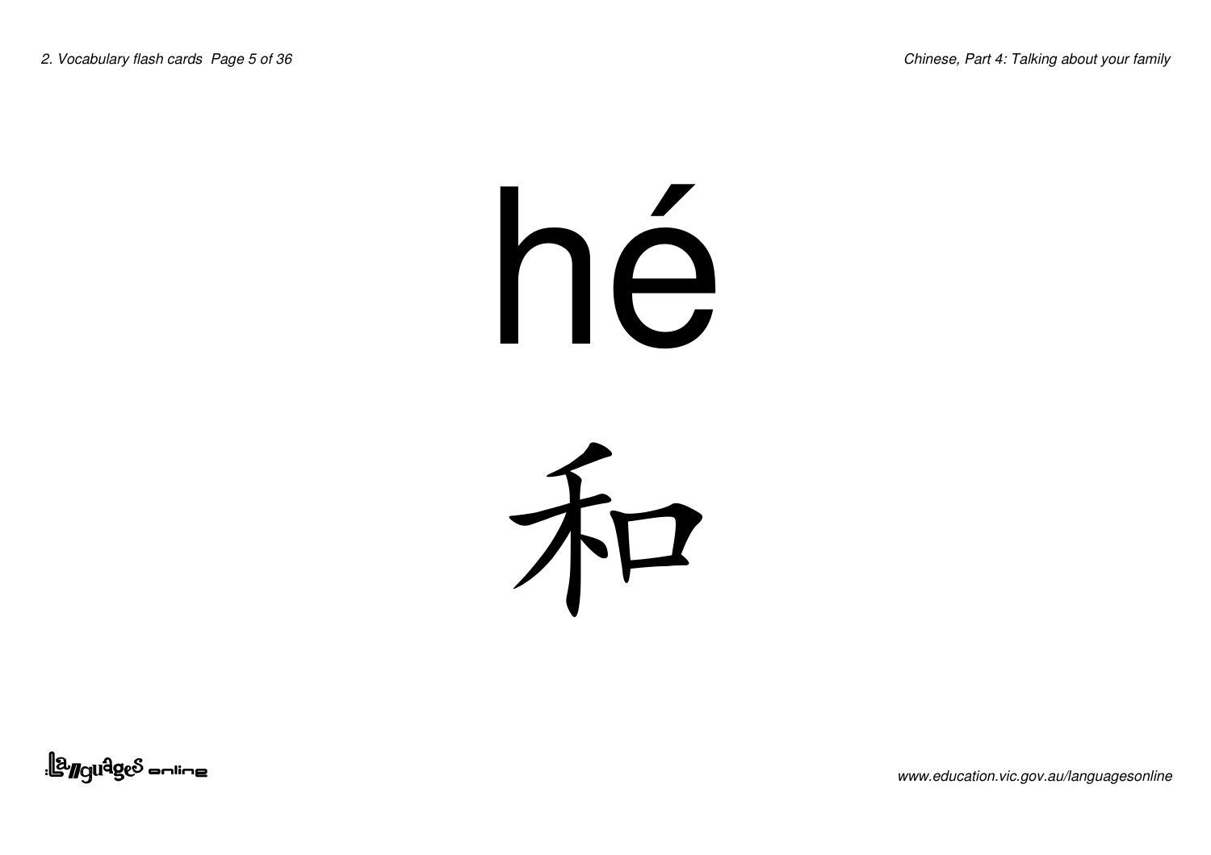hé

和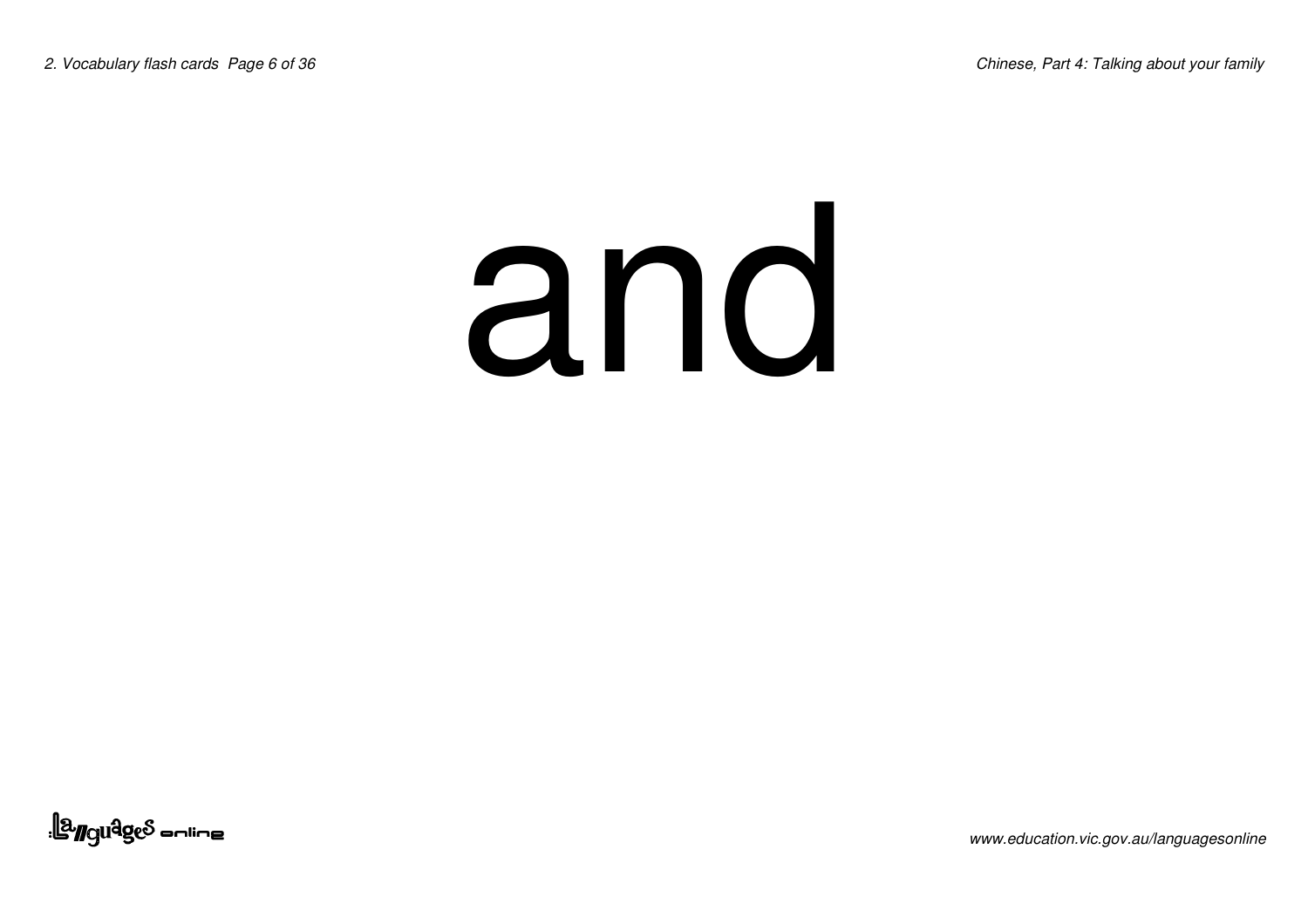and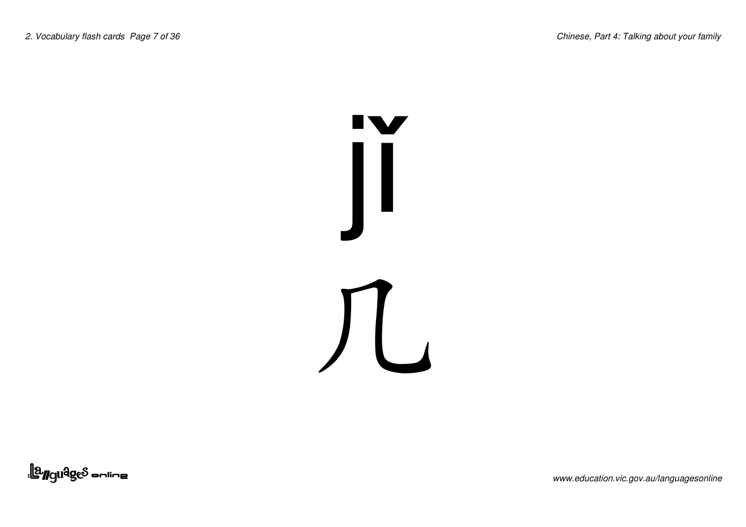jǐ

几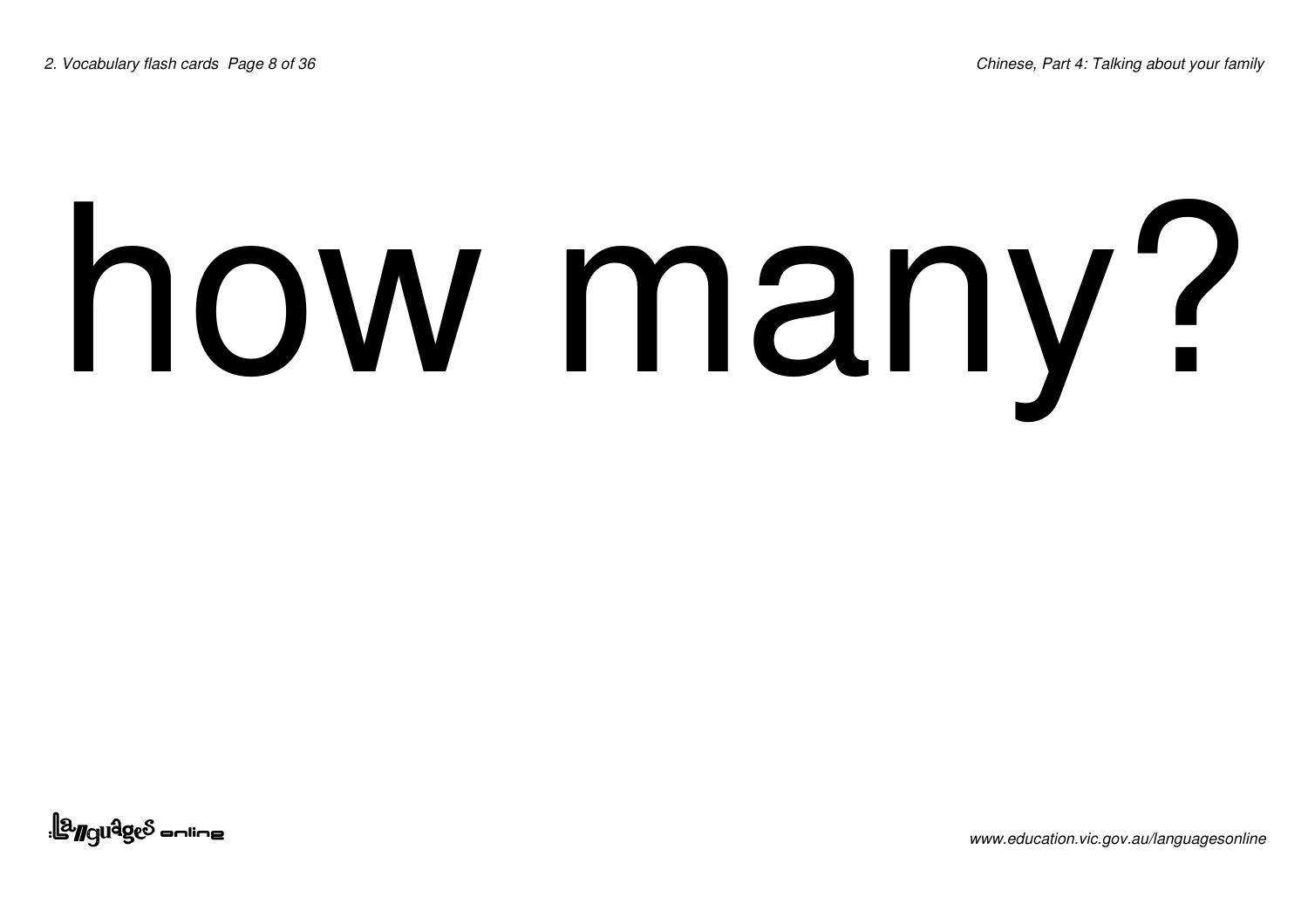# how many?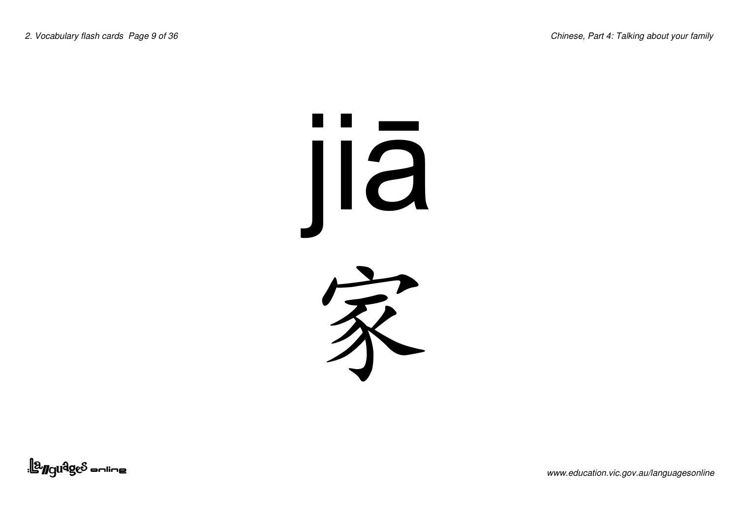jiā

家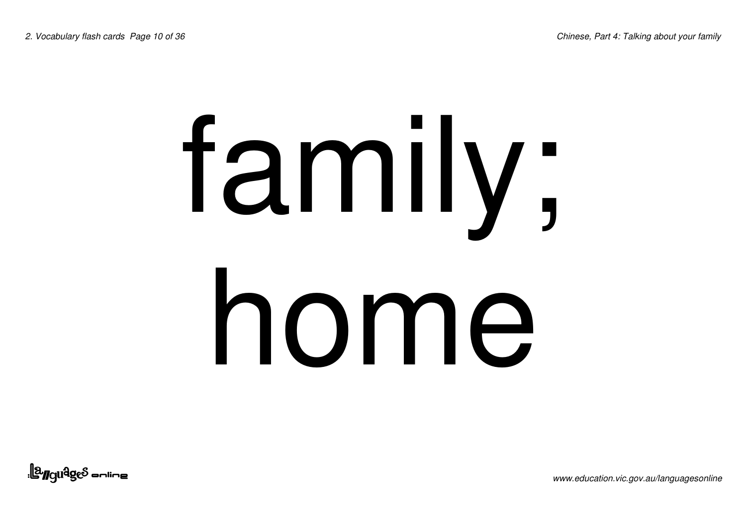family;
home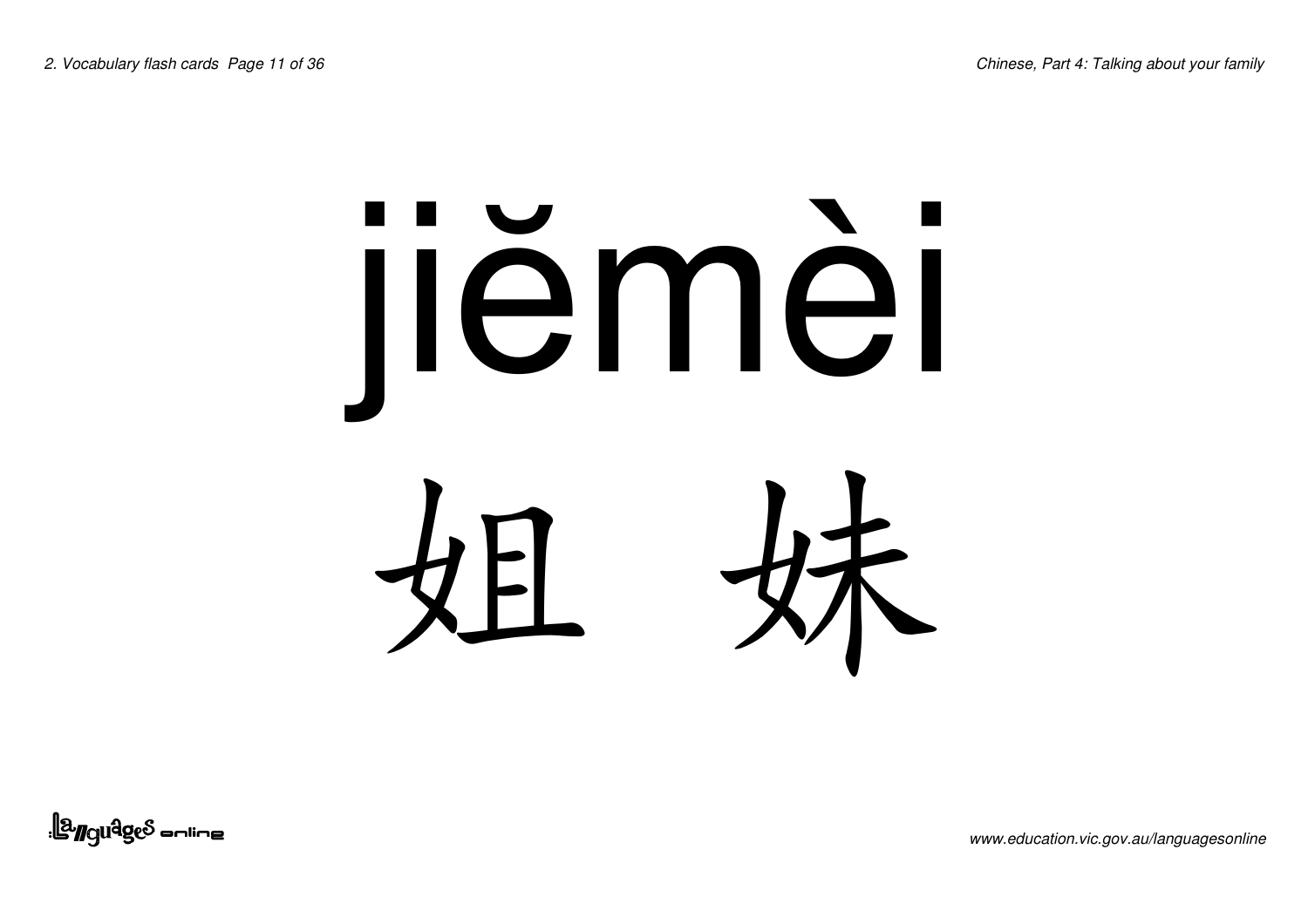jiěmèi

姐 妹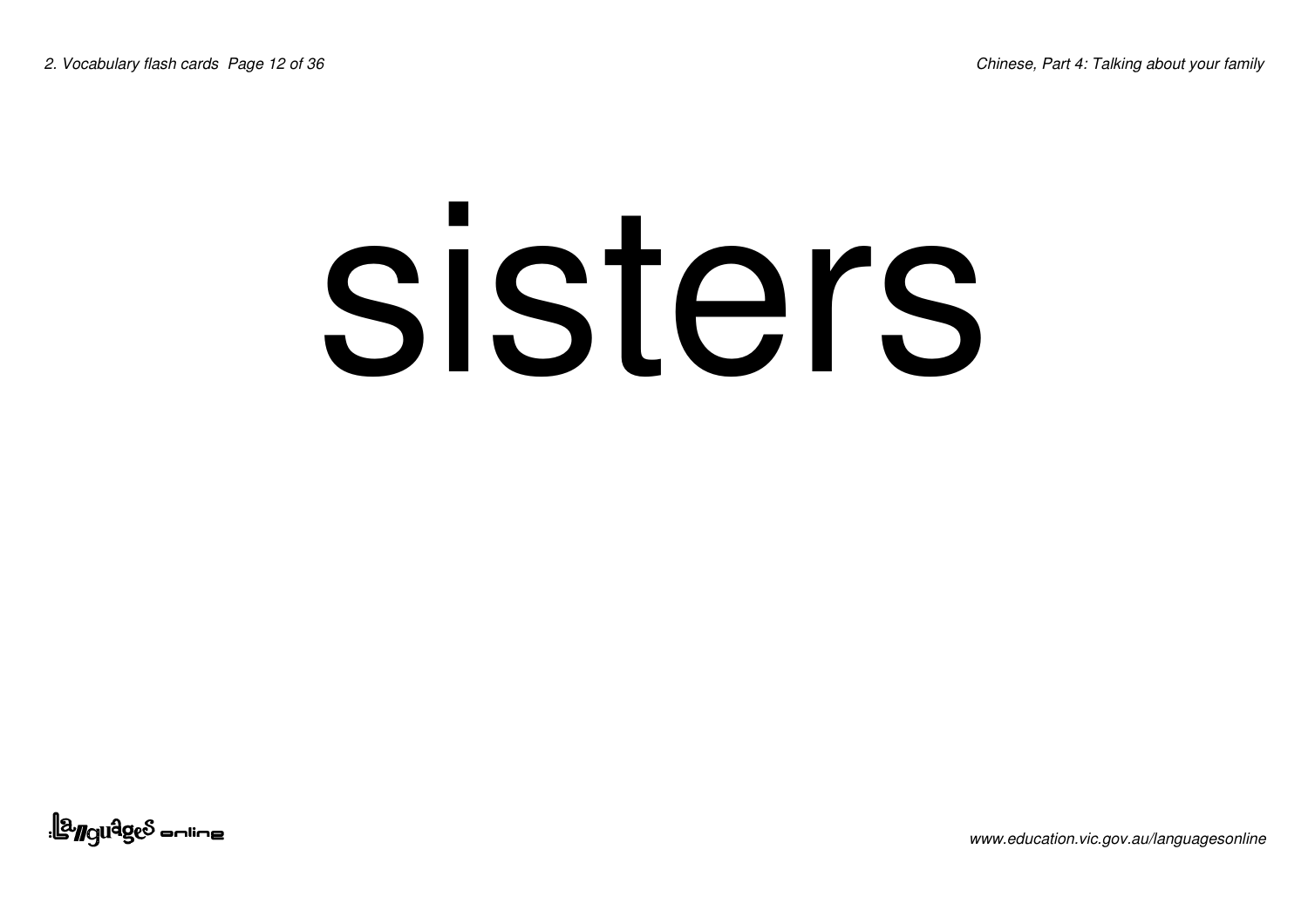# sisters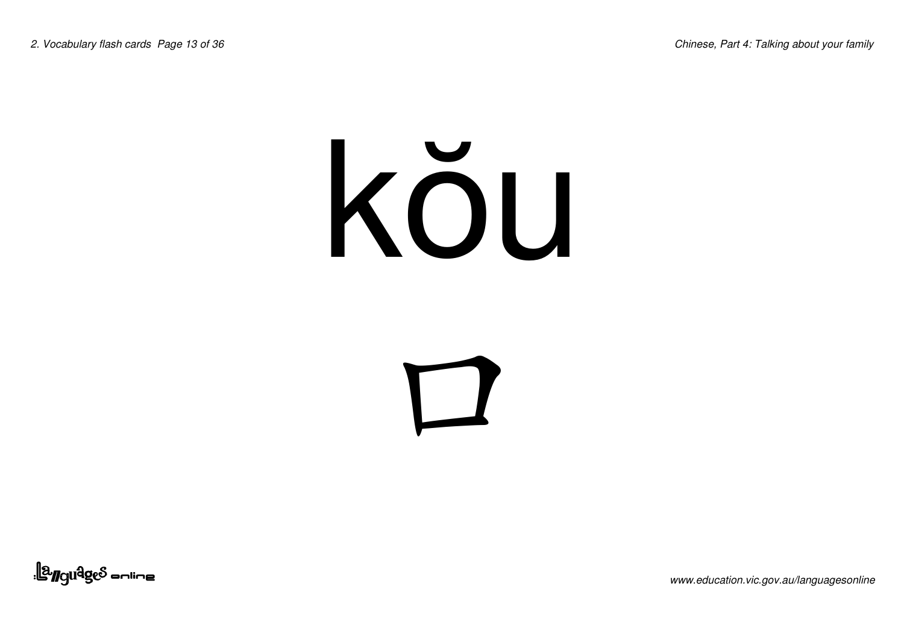# kǒu

# 口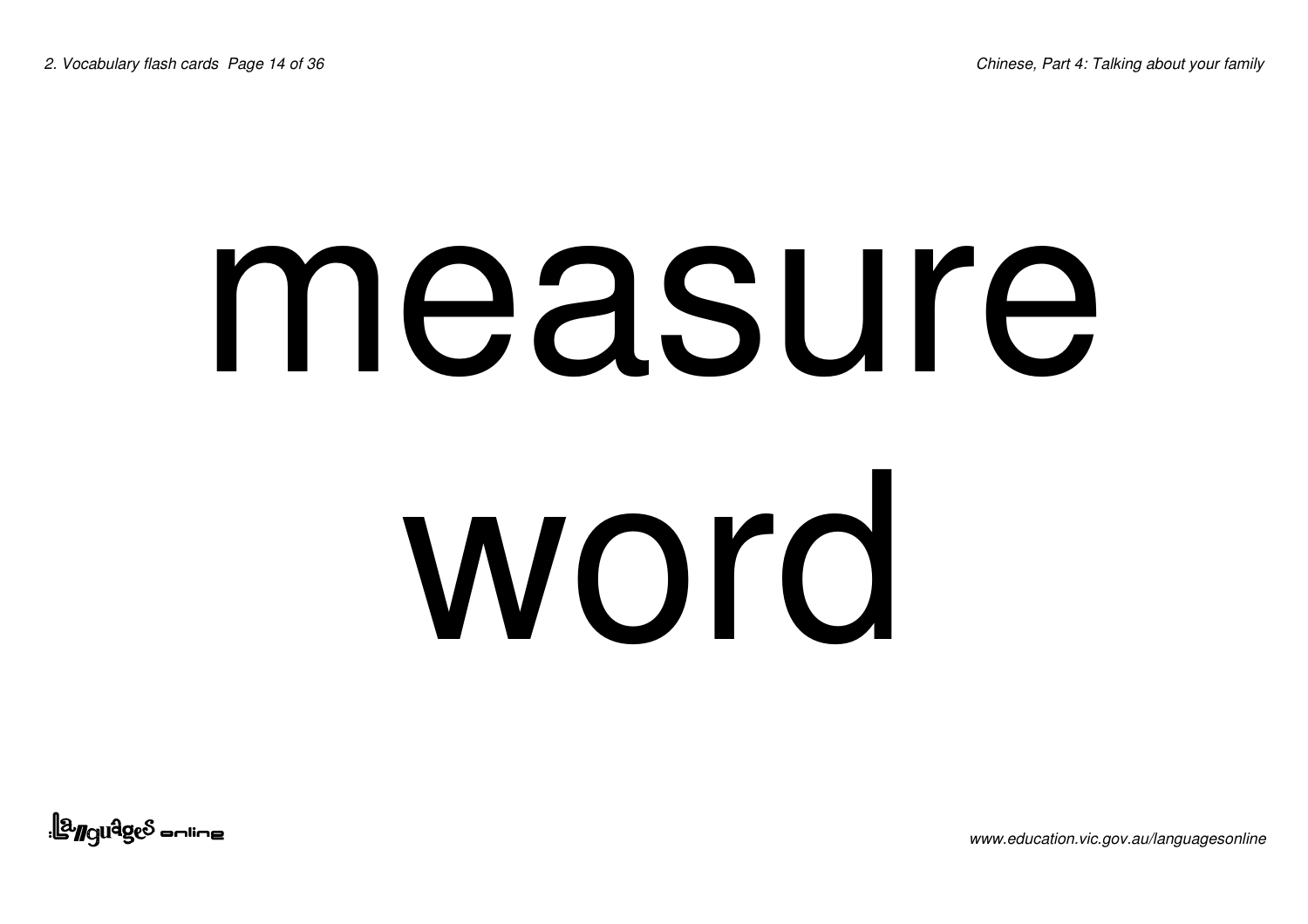# measure word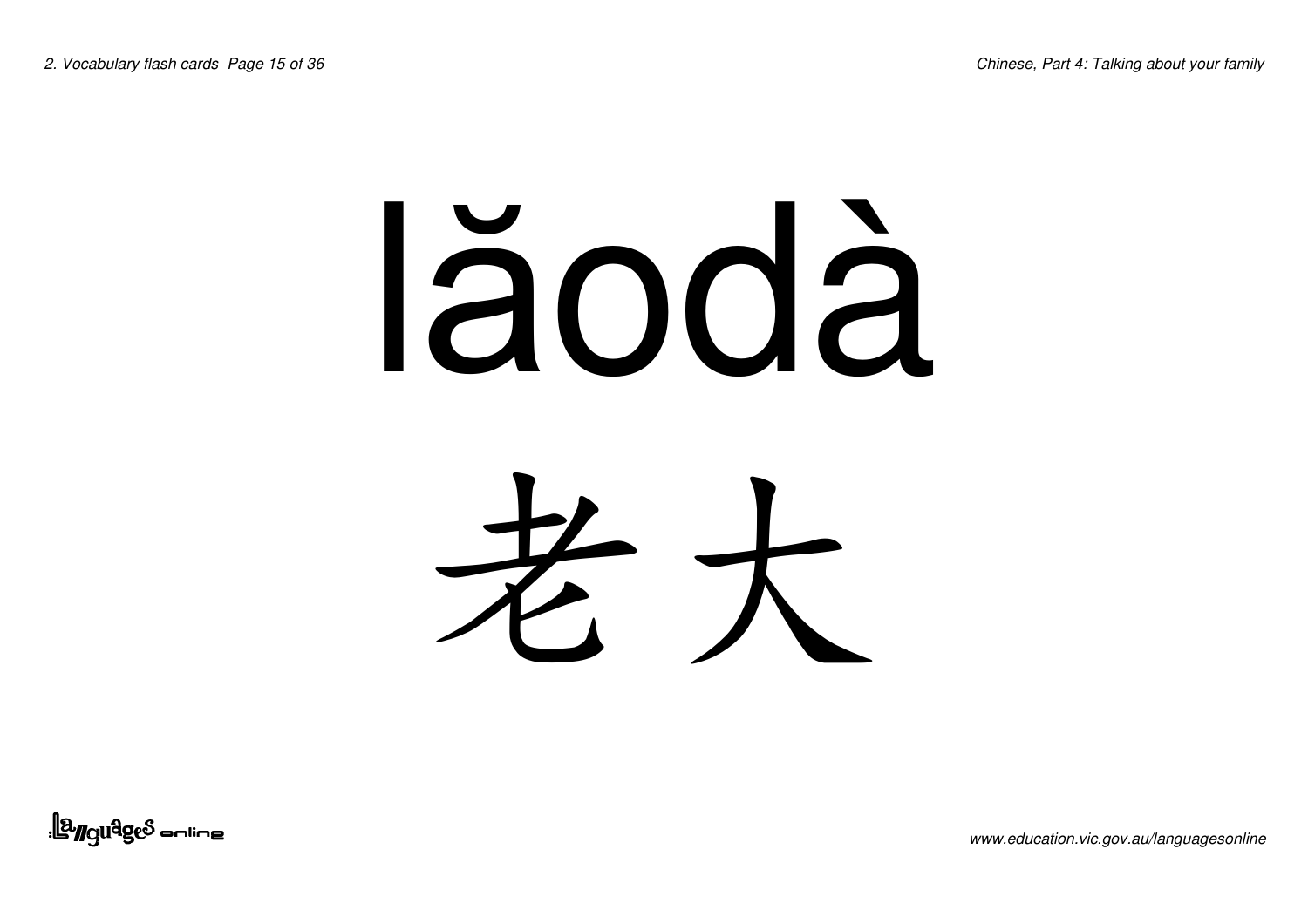# lǎodà

# 老大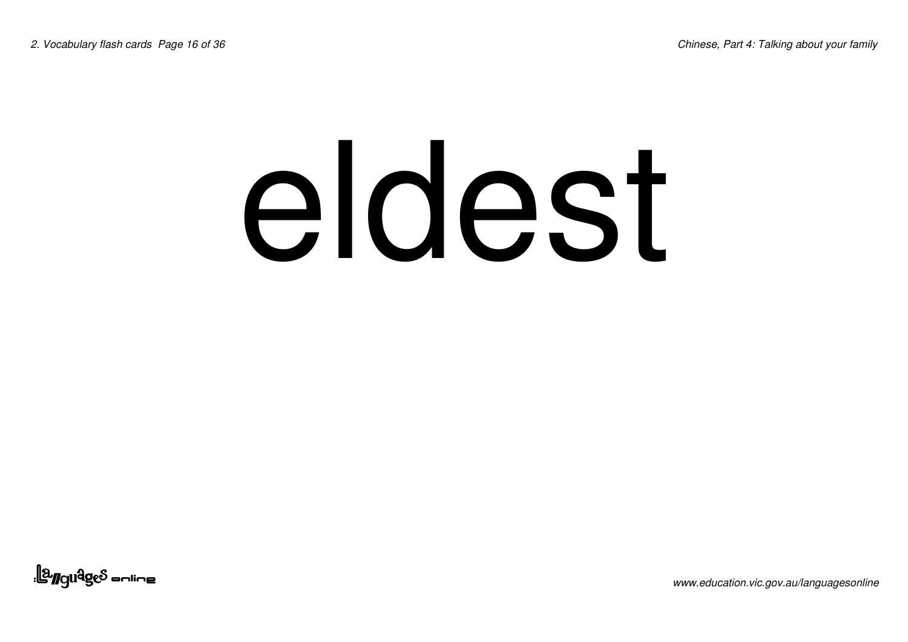# eldest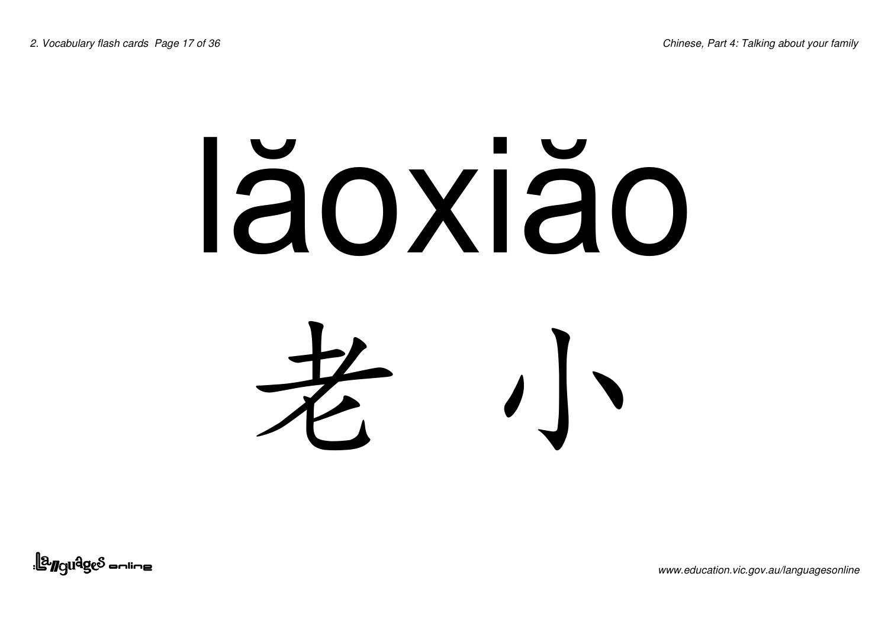# lăoxiăo

# 老 小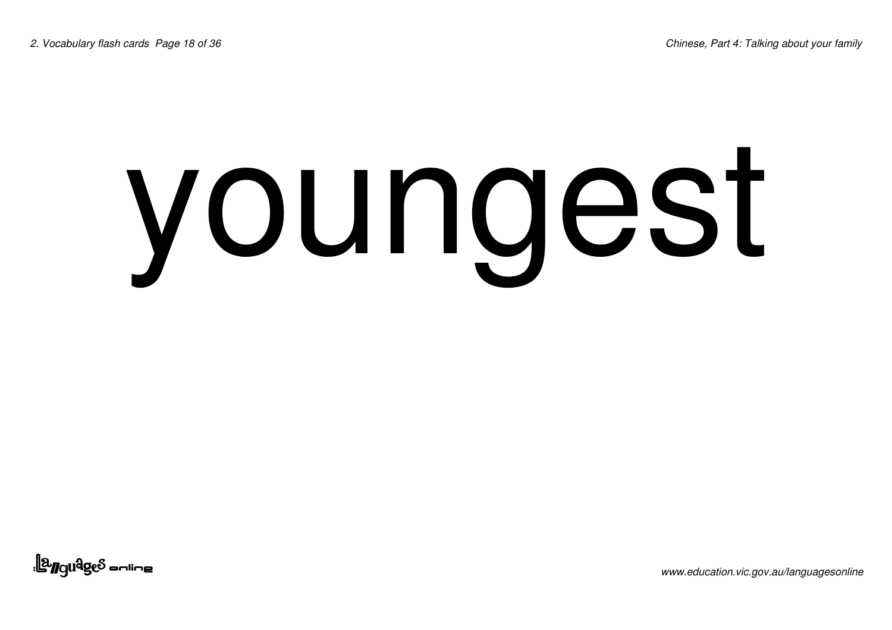# youngest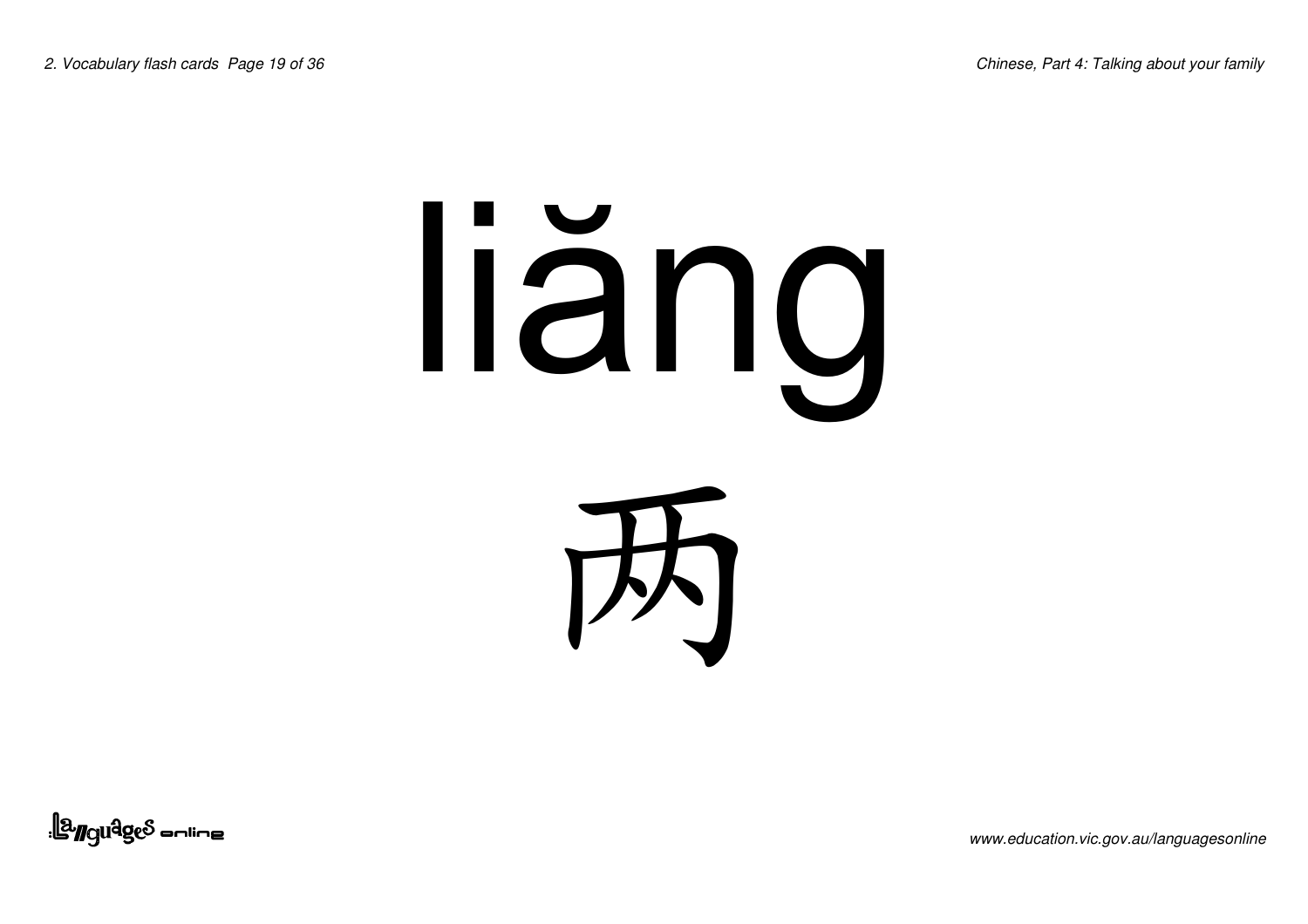liăng

两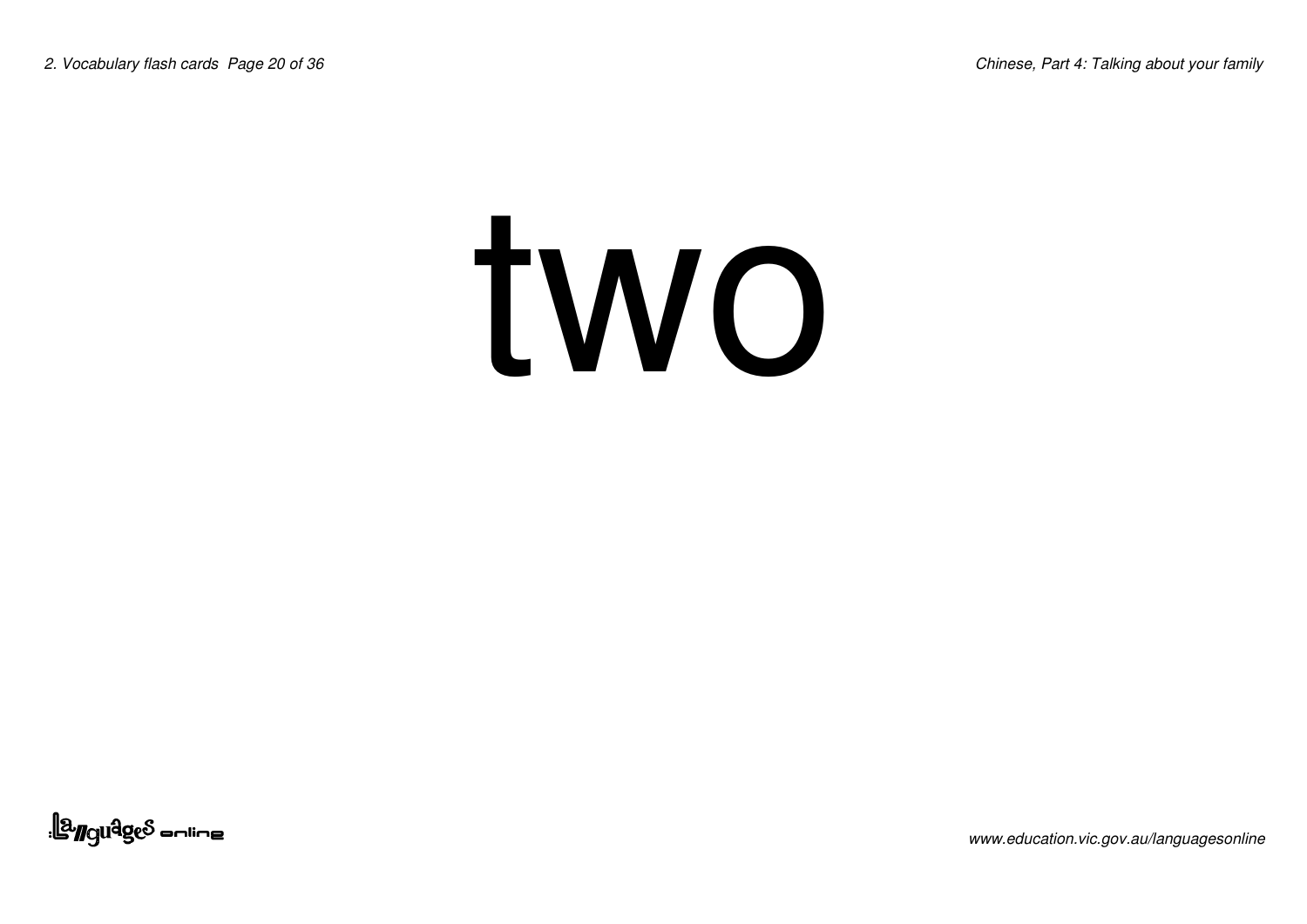# two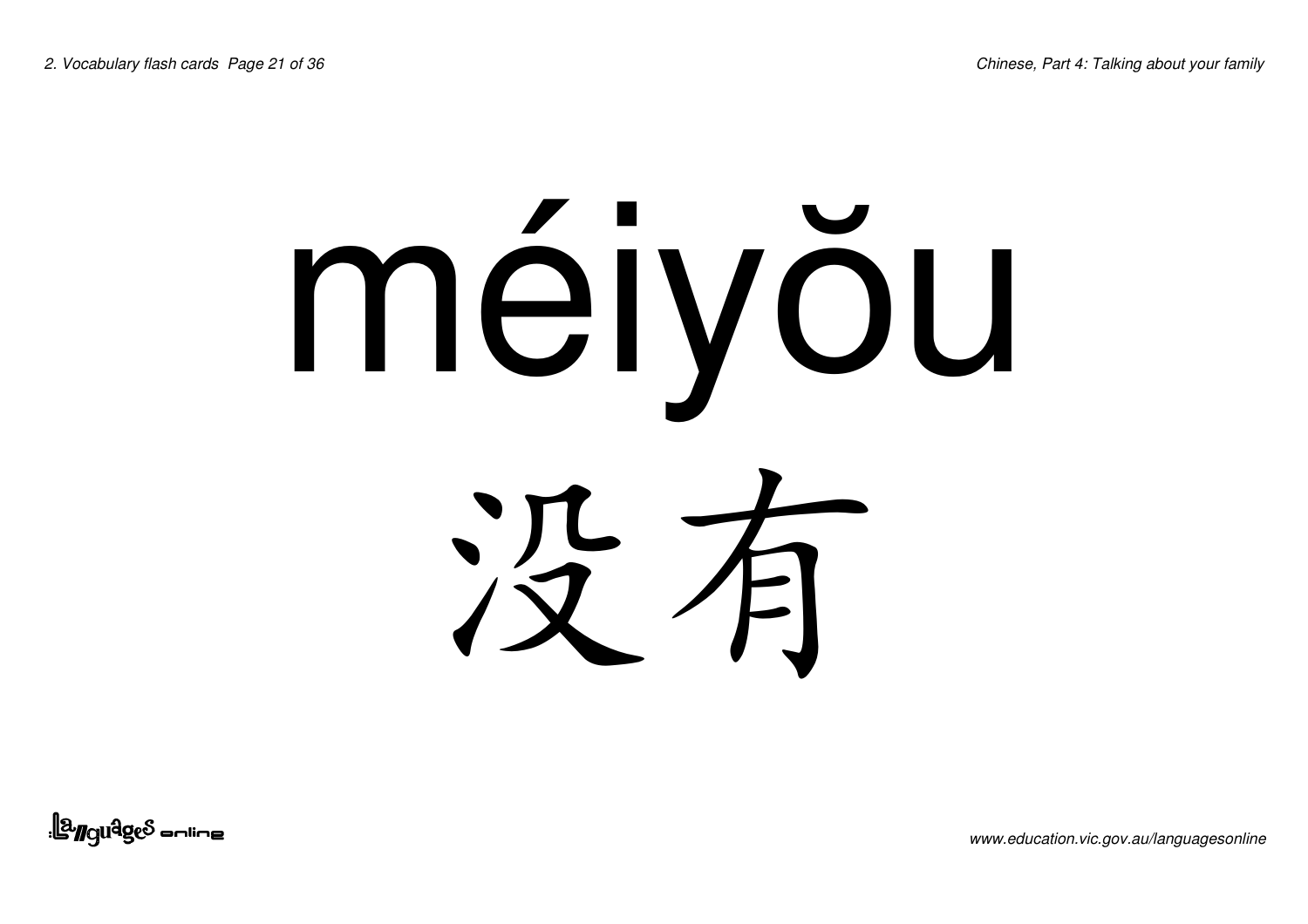méiyǒu

没有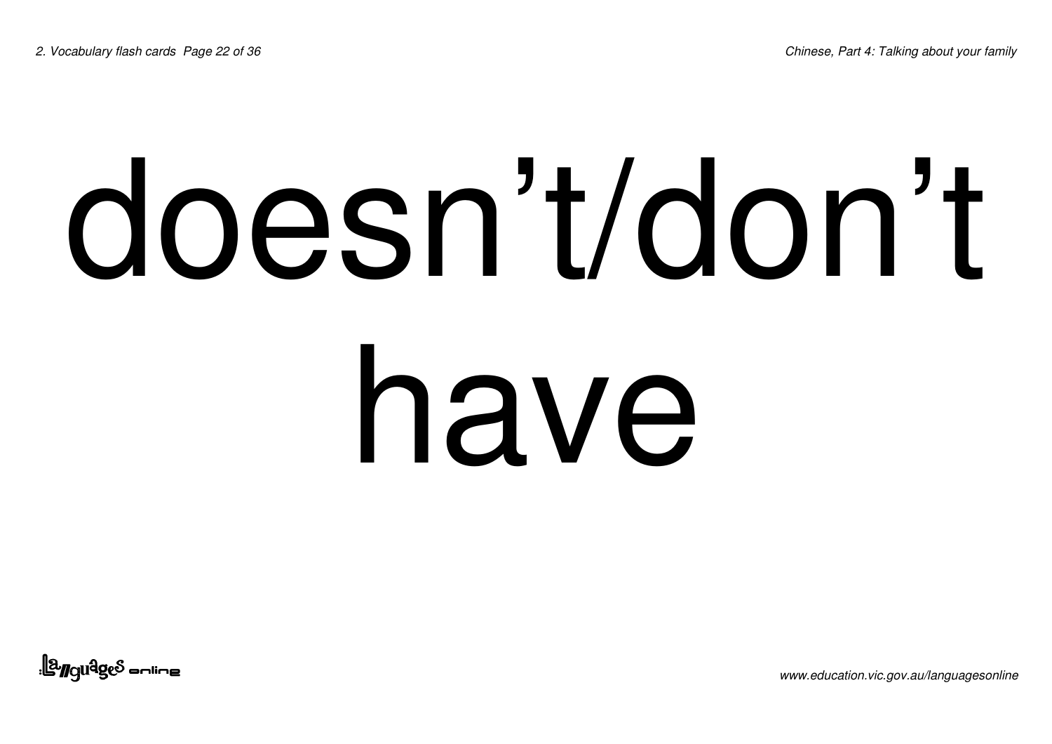# doesn’t/don’t have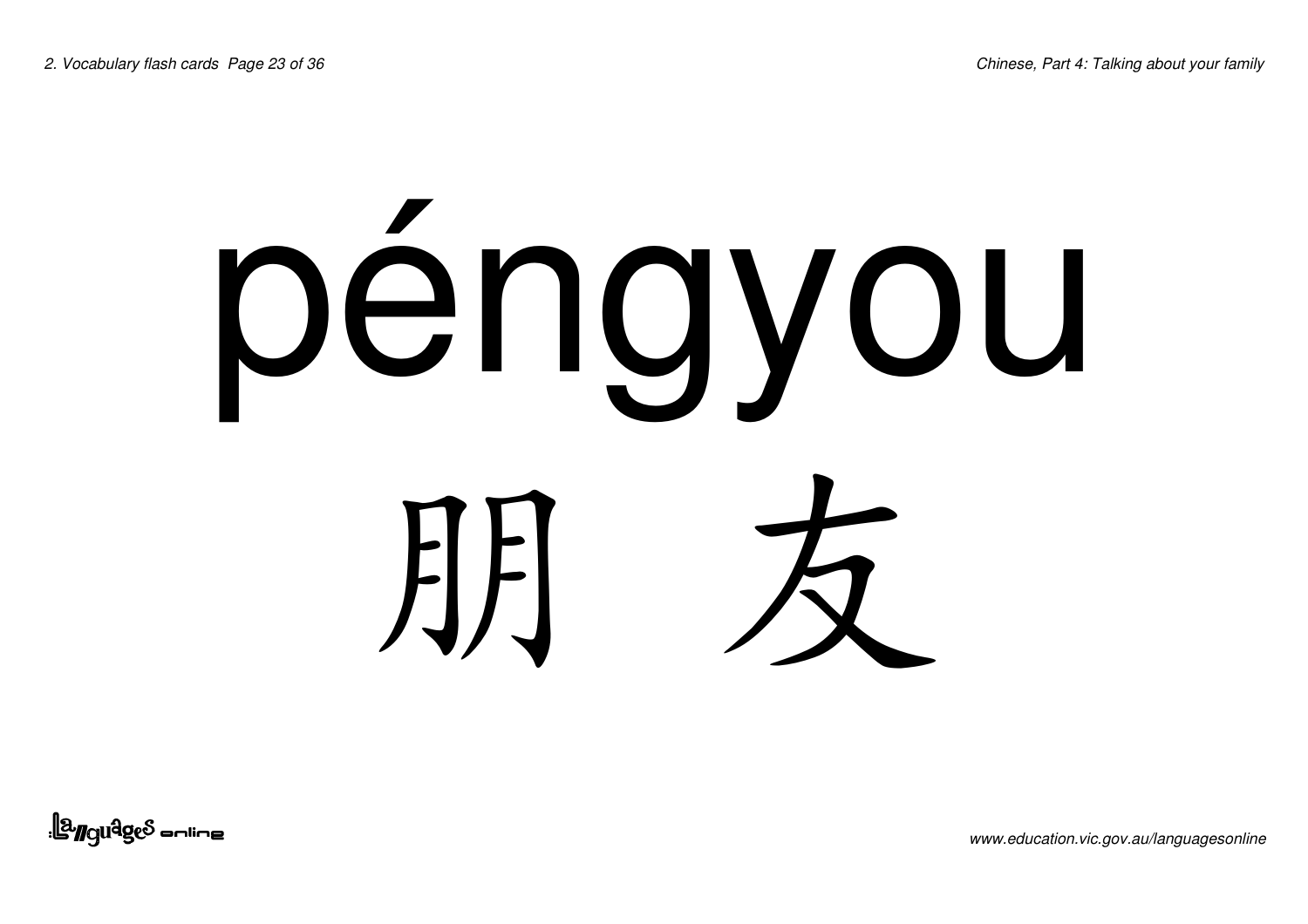# péngyou

# 朋 友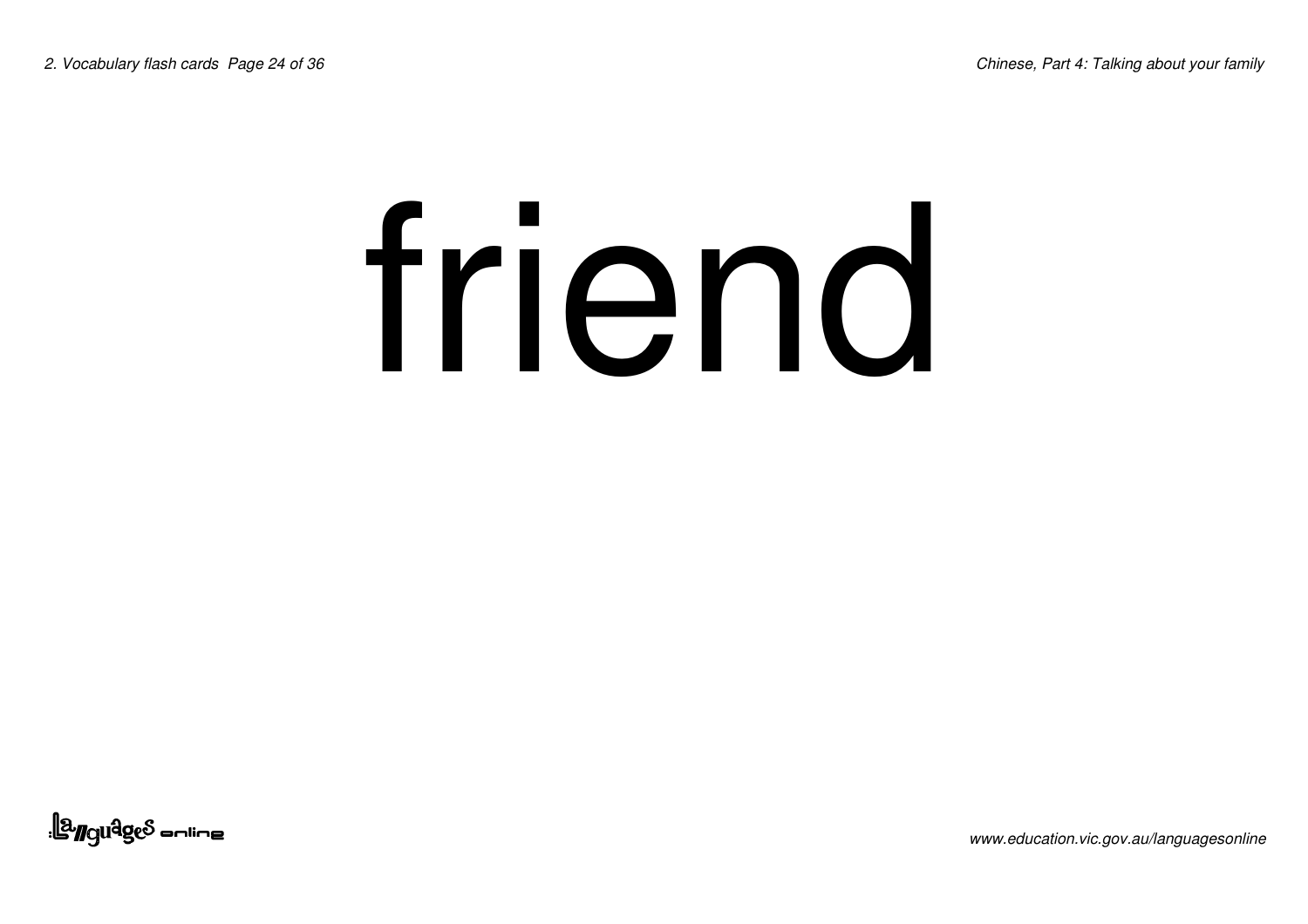# friend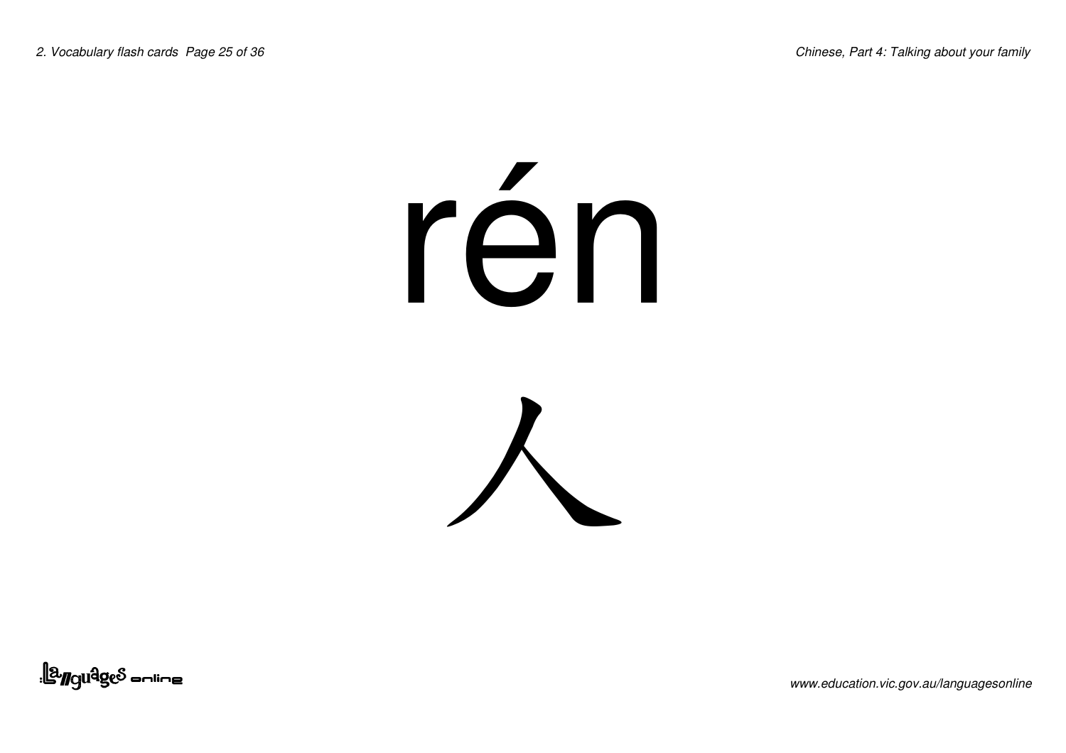rén

人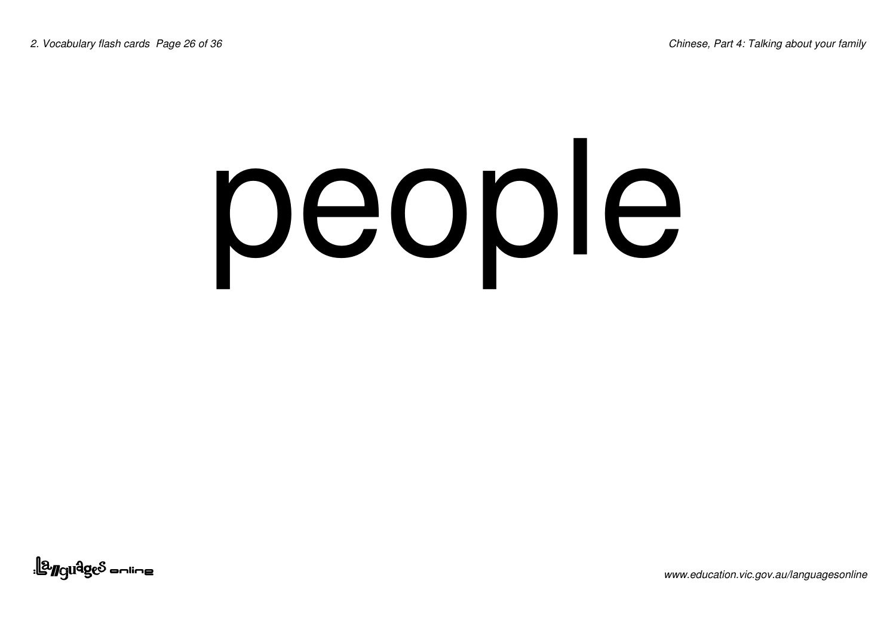# people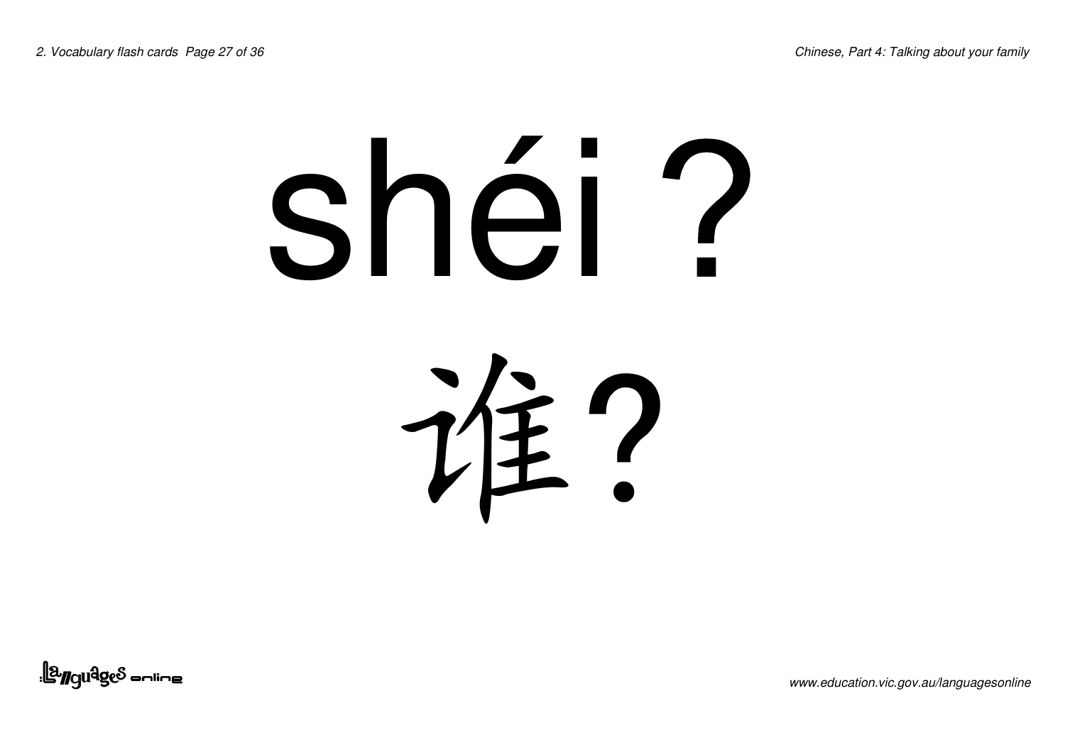# shéi ?

# 谁?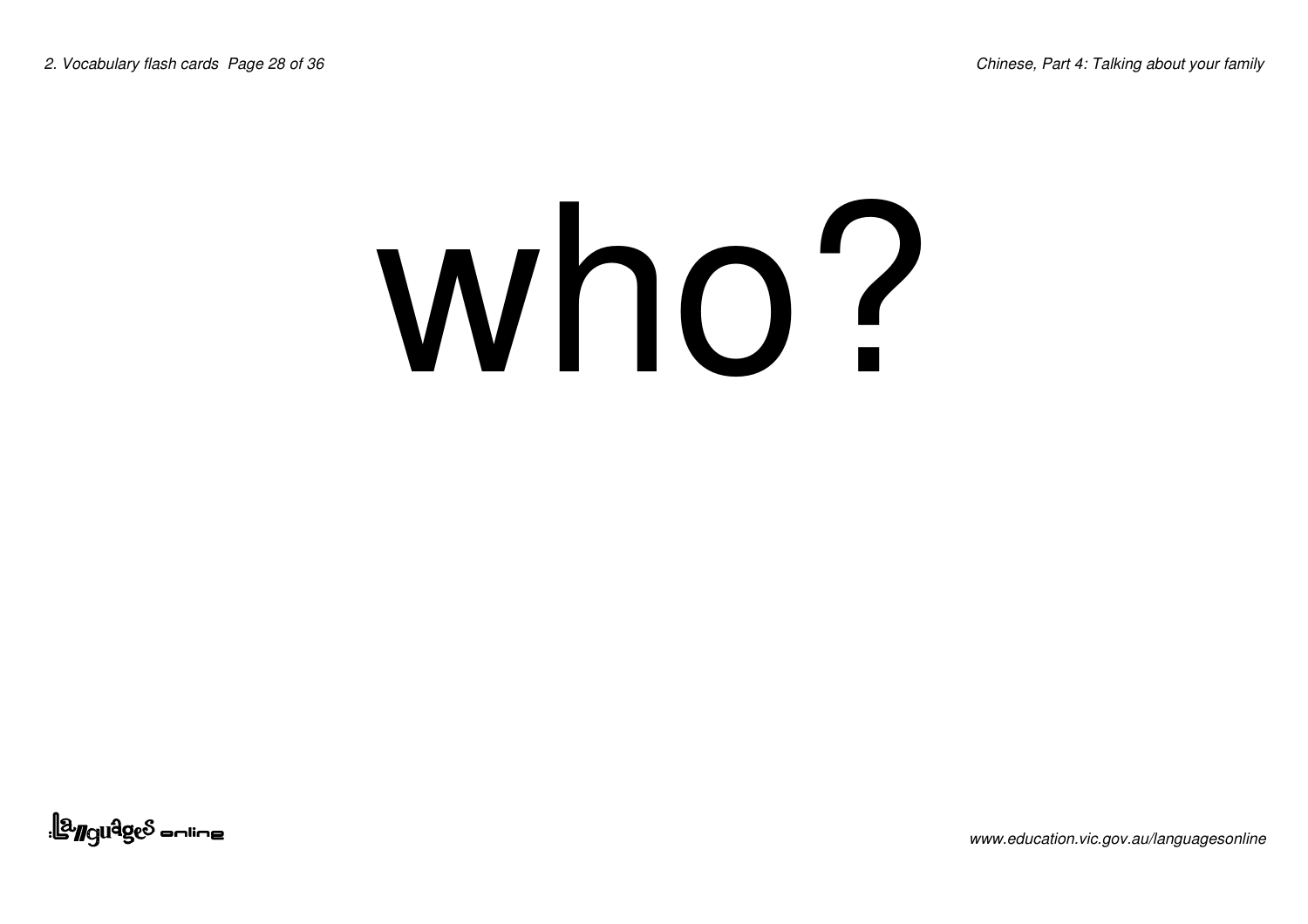# who?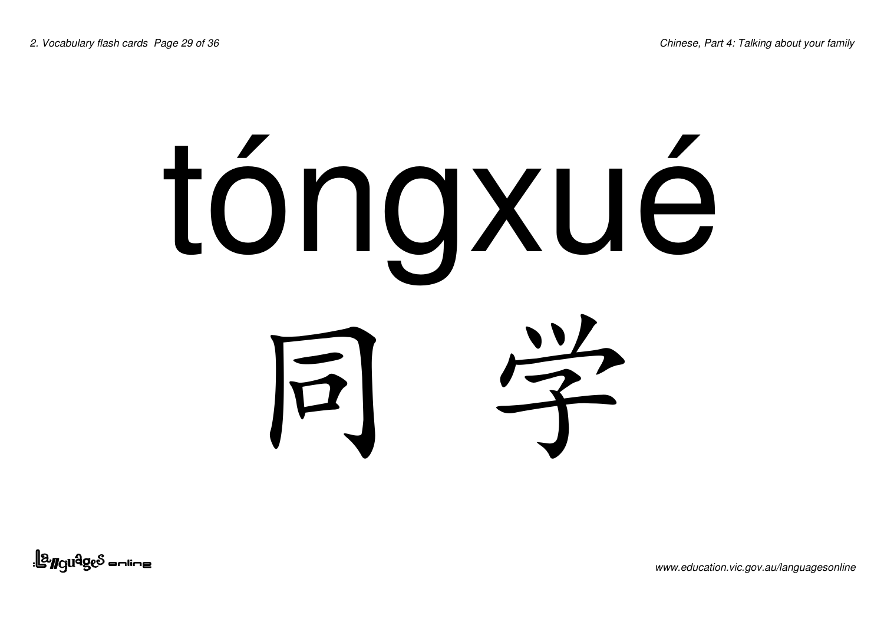tóngxué

同 学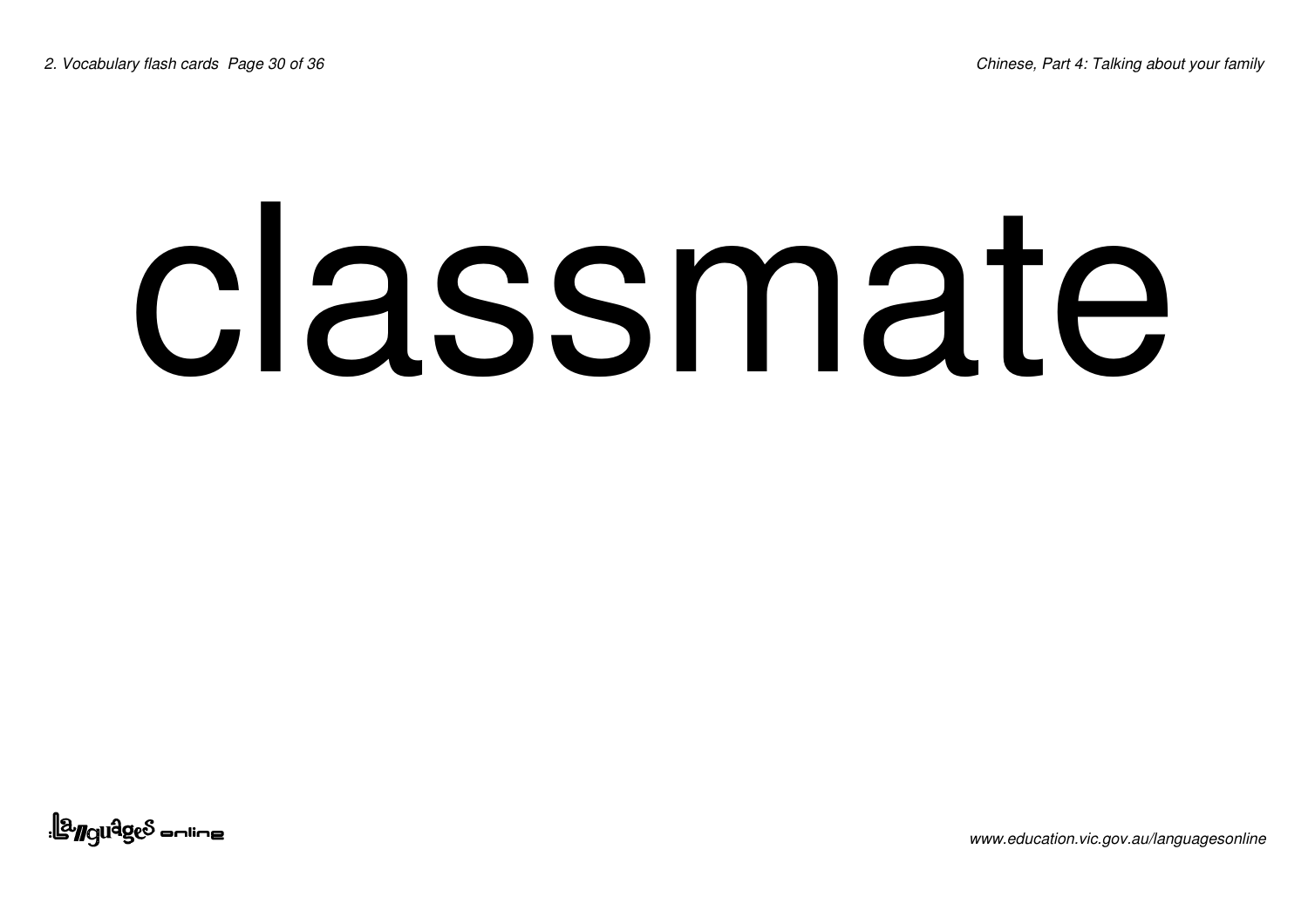# classmate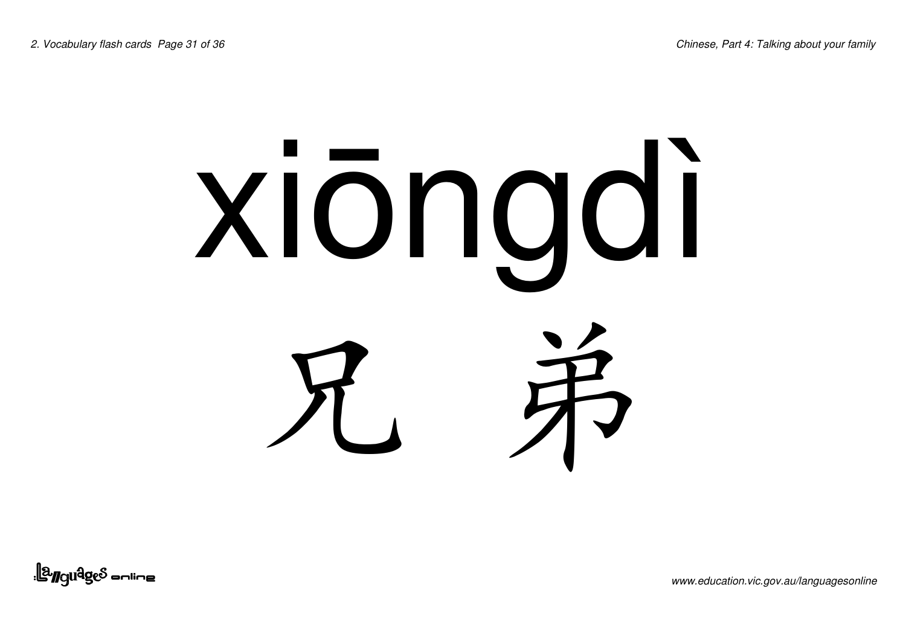xiōngdì

兄 弟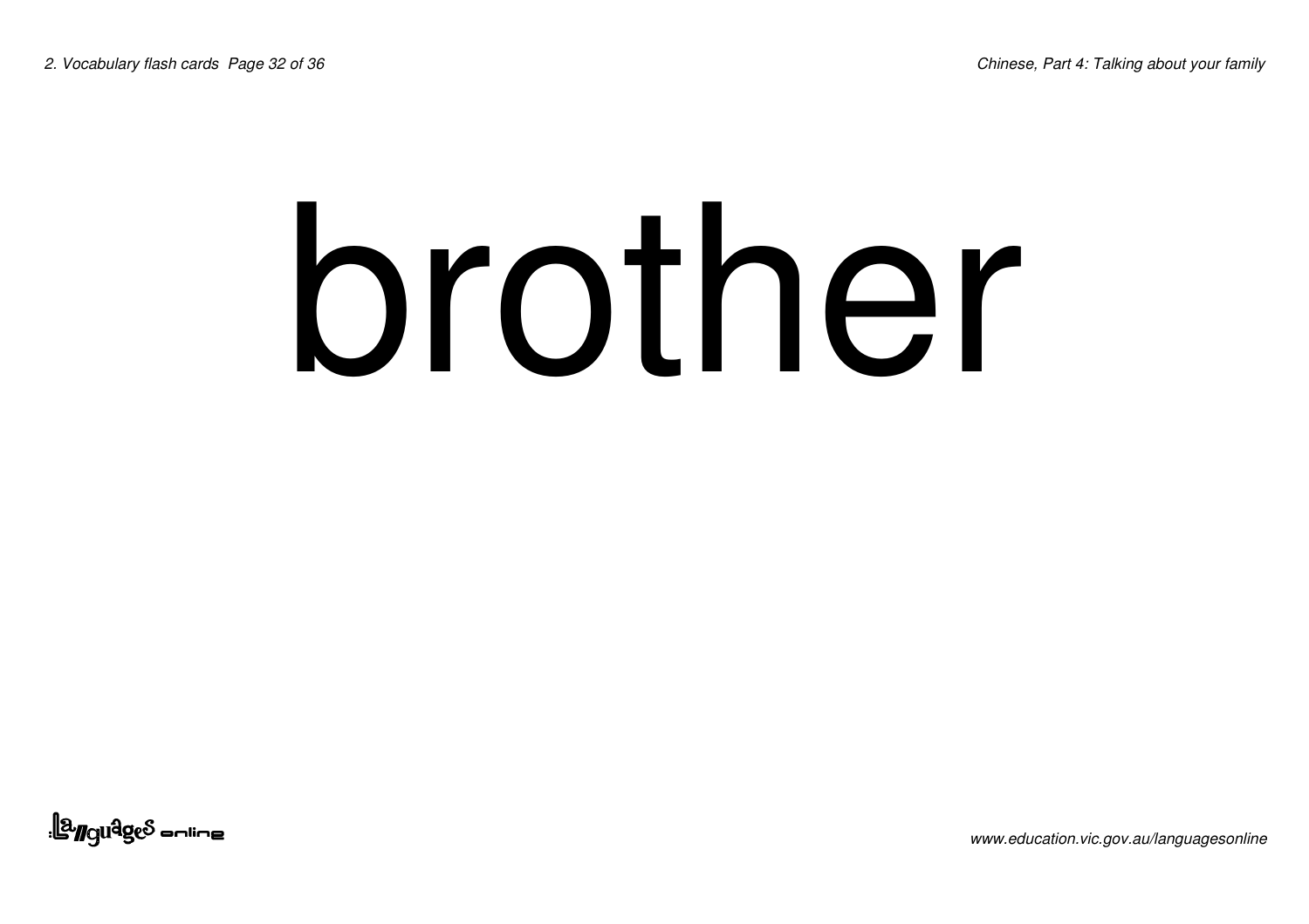# brother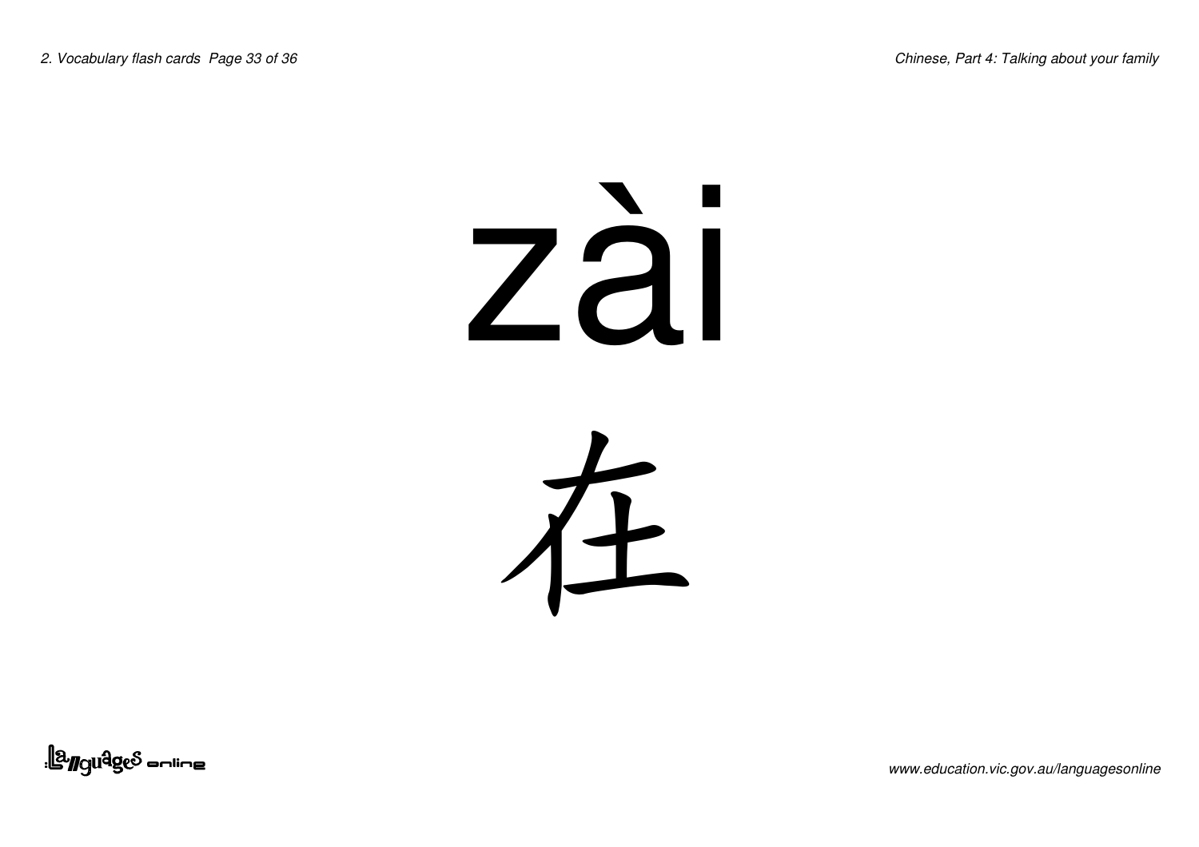zài

在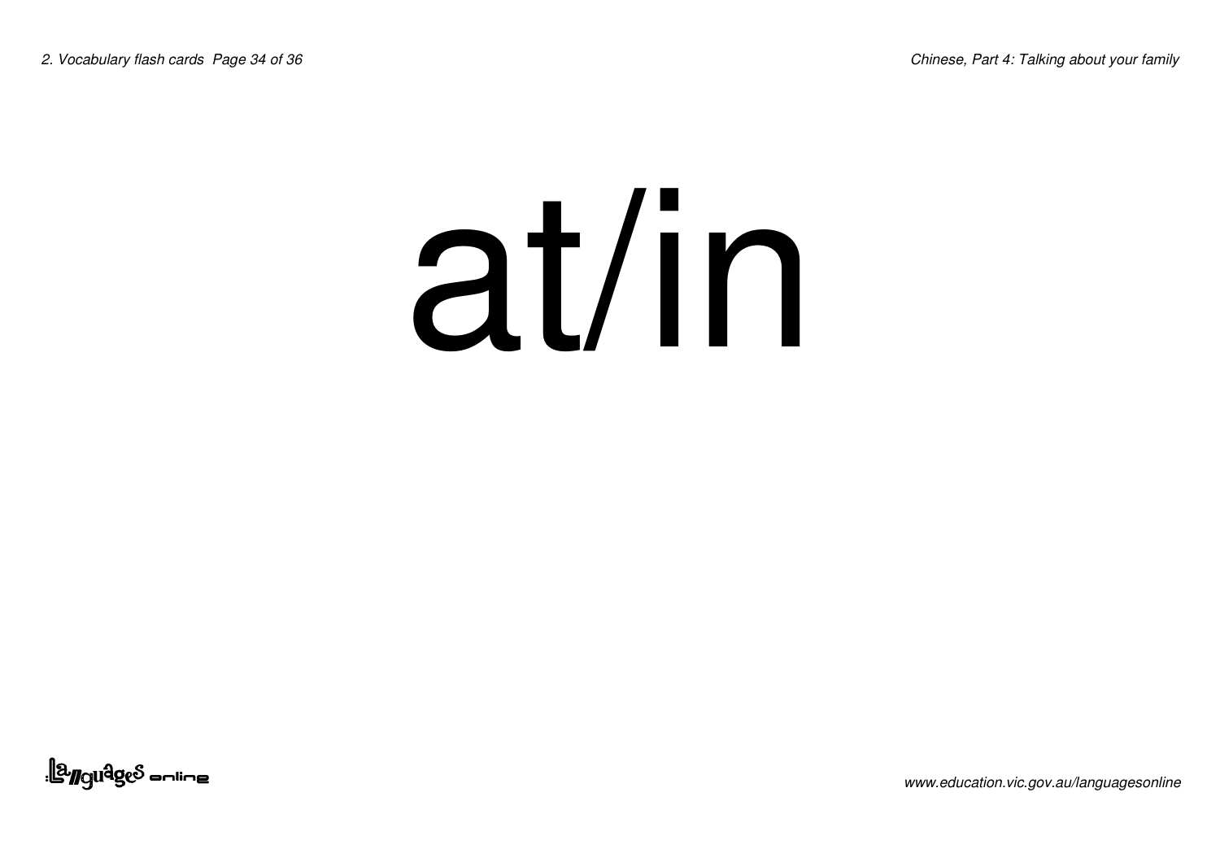# at/in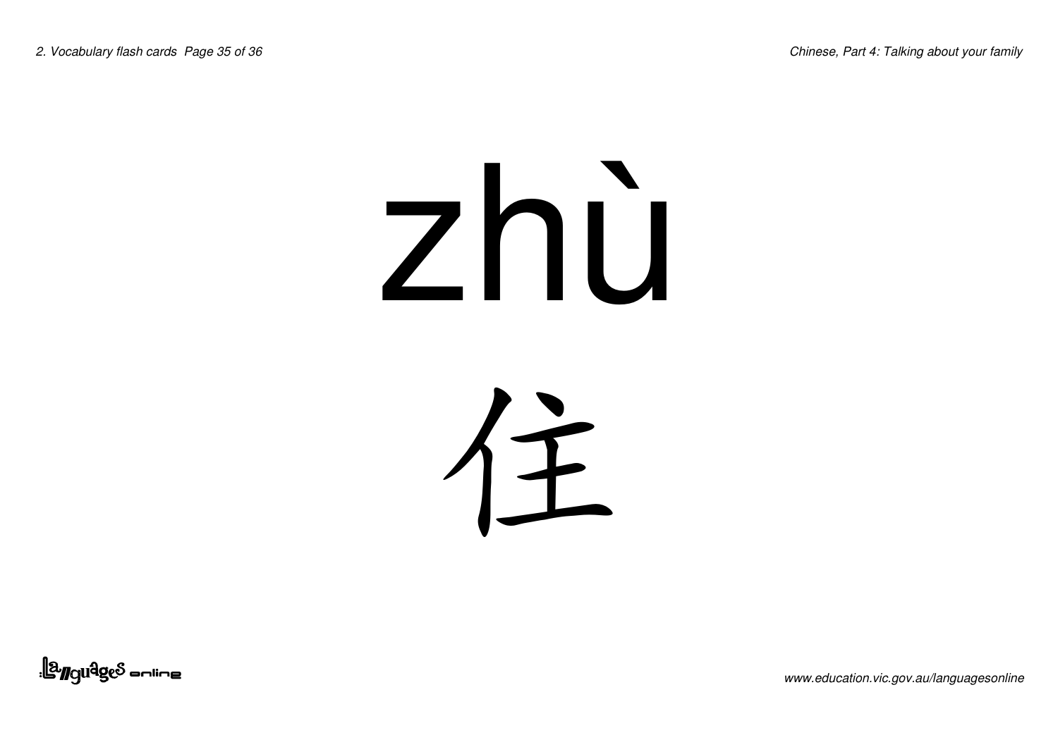zhù

住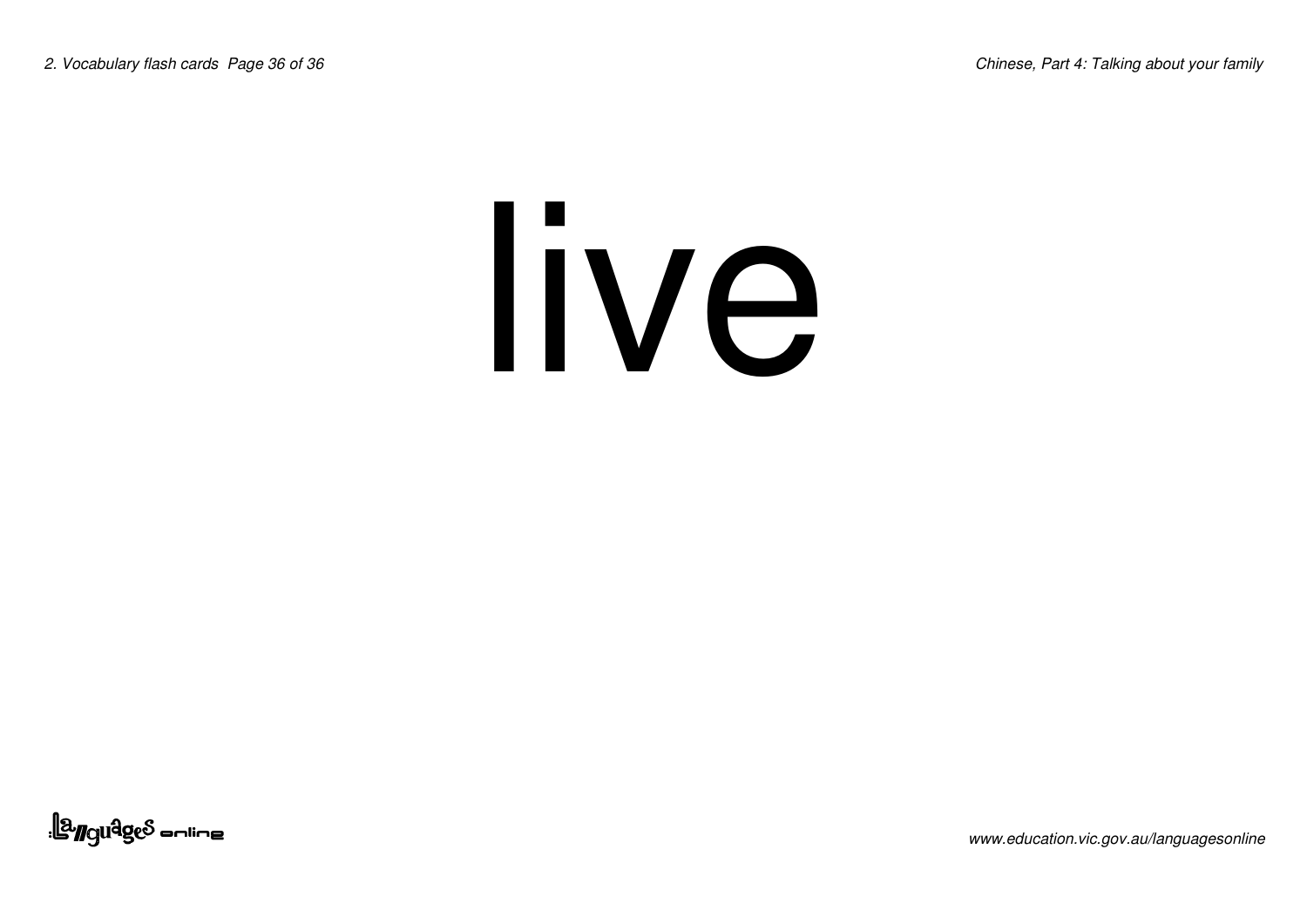# live